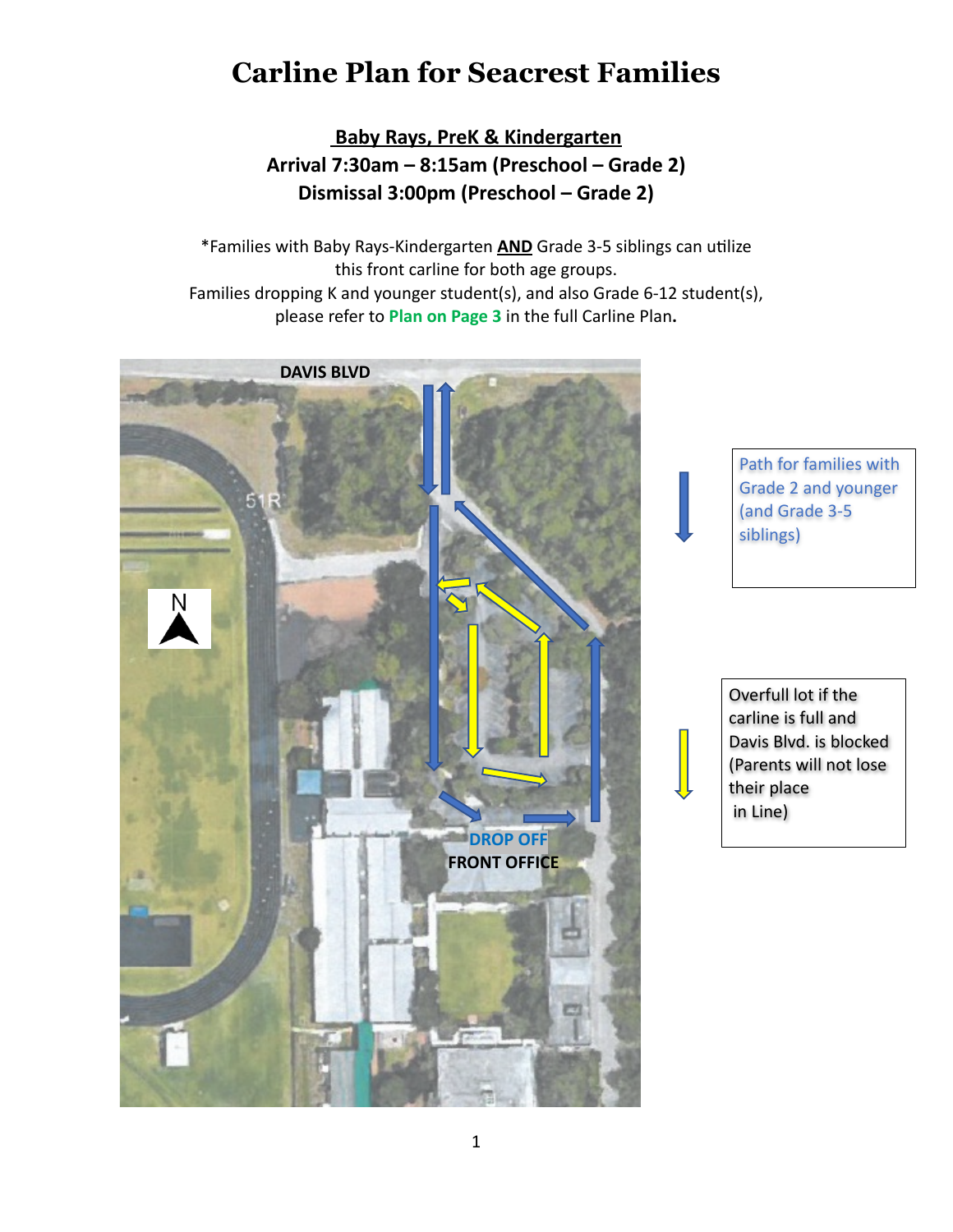# Carline Plan for Seacrest Families

**Baby Rays, PreK & Kindergarten**

**Arrival 7:30am – 8:15am (Preschool – Grade 2)**

**Dismissal 3:00pm (Preschool – Grade 2)**

*Families with Baby Rays-Kindergarten **AND** Grade 3-5 siblings can utilize this front carline for both age groups.
Families dropping K and younger student(s), and also Grade 6-12 student(s), please refer to **Plan on Page 3** in the full Carline Plan.

DAVIS BLVD

N

DROP OFF

FRONT OFFICE

Path for families with Grade 2 and younger (and Grade 3-5 siblings)

Overfull lot if the carline is full and Davis Blvd. is blocked (Parents will not lose their place in Line)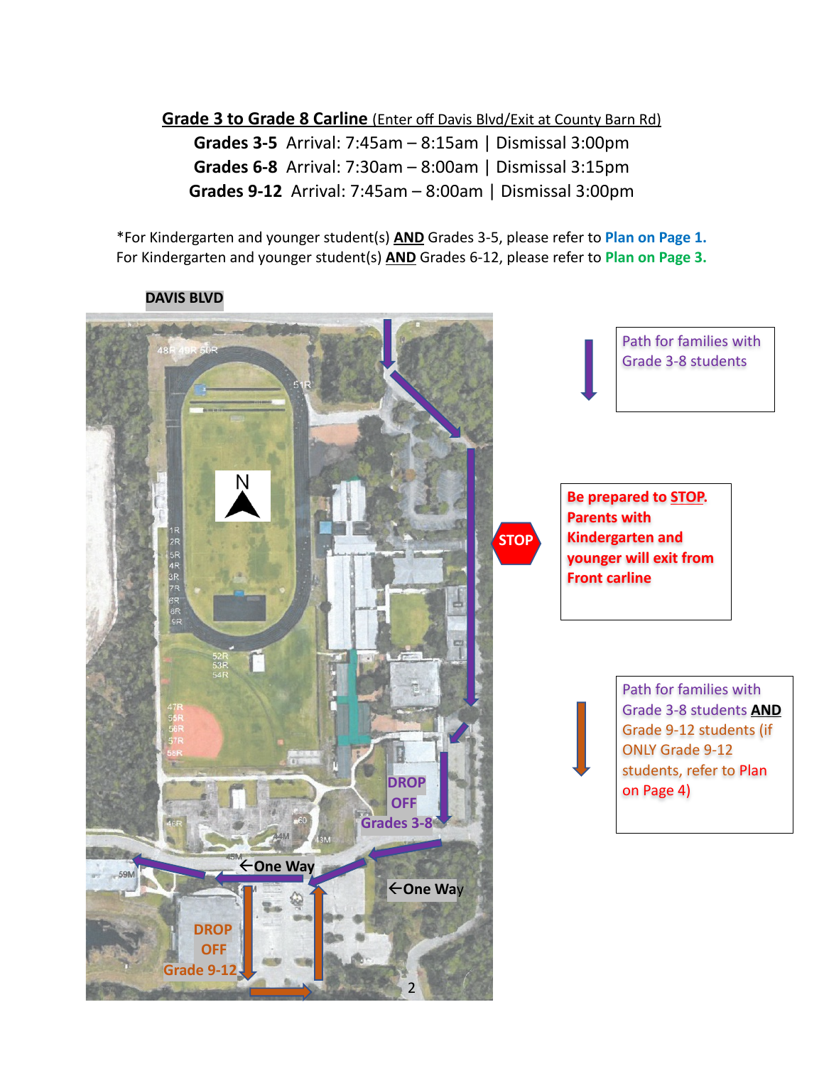## Grade 3 to Grade 8 Carline (Enter off Davis Blvd/Exit at County Barn Rd)

**Grades 3-5** Arrival: 7:45am – 8:15am | Dismissal 3:00pm

**Grades 6-8** Arrival: 7:30am – 8:00am | Dismissal 3:15pm

**Grades 9-12** Arrival: 7:45am – 8:00am | Dismissal 3:00pm

*For Kindergarten and younger student(s) **AND** Grades 3-5, please refer to **Plan on Page 1.**

For Kindergarten and younger student(s) **AND** Grades 6-12, please refer to **Plan on Page 3.**

**DAVIS BLVD**

N

STOP

DROP OFF Grades 3-8

←One Way

←One Way

DROP OFF Grade 9-12

Path for families with Grade 3-8 students

**Be prepared to STOP. Parents with Kindergarten and younger will exit from Front carline**

Path for families with Grade 3-8 students **AND** Grade 9-12 students (if ONLY Grade 9-12 students, refer to Plan on Page 4)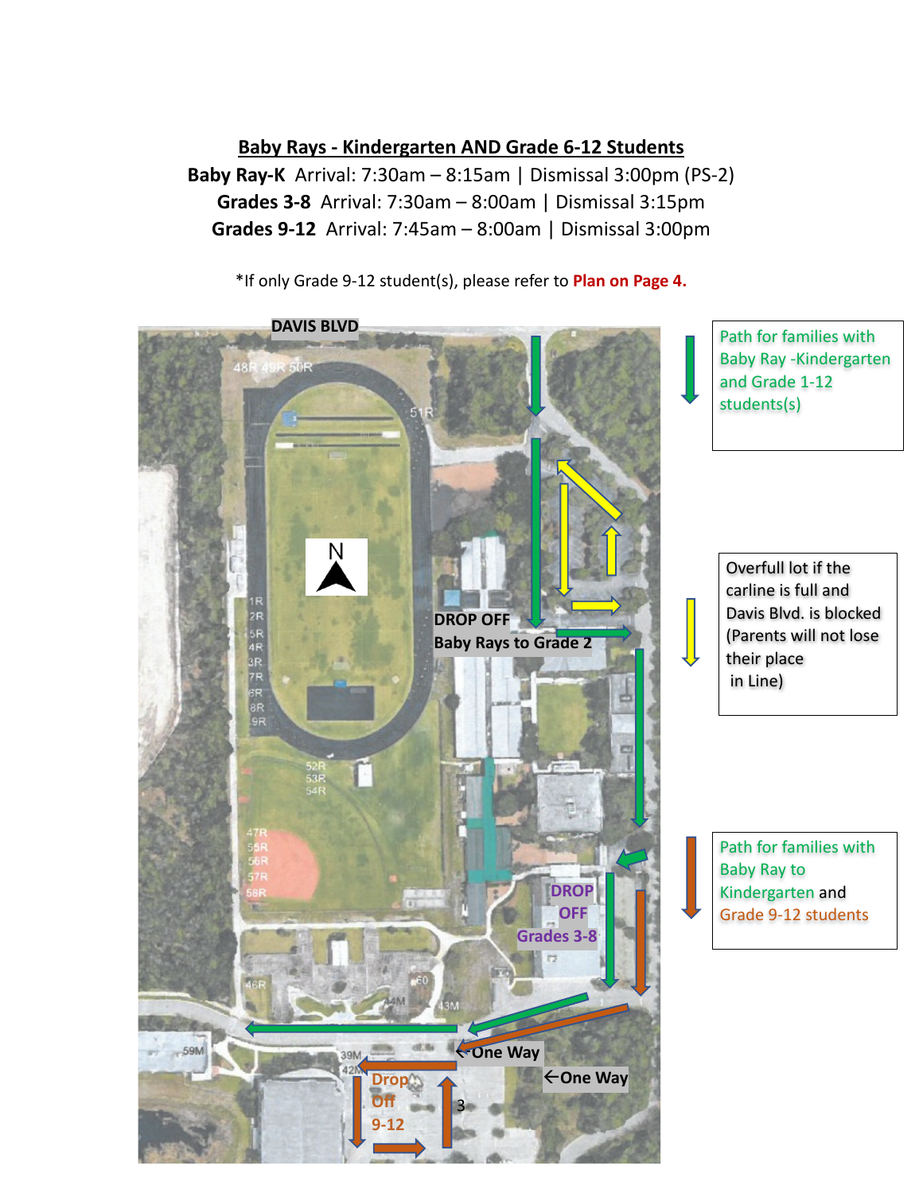## Baby Rays - Kindergarten AND Grade 6-12 Students

**Baby Ray-K** Arrival: 7:30am – 8:15am | Dismissal 3:00pm (PS-2)

**Grades 3-8** Arrival: 7:30am – 8:00am | Dismissal 3:15pm

**Grades 9-12** Arrival: 7:45am – 8:00am | Dismissal 3:00pm

*If only Grade 9-12 student(s), please refer to **Plan on Page 4.**

DAVIS BLVD

DROP OFF
Baby Rays to Grade 2

DROP OFF
Grades 3-8

←One Way

←One Way

Drop Off
9-12

Path for families with Baby Ray -Kindergarten and Grade 1-12 students(s)

Overfull lot if the carline is full and Davis Blvd. is blocked (Parents will not lose their place in Line)

Path for families with Baby Ray to Kindergarten and Grade 9-12 students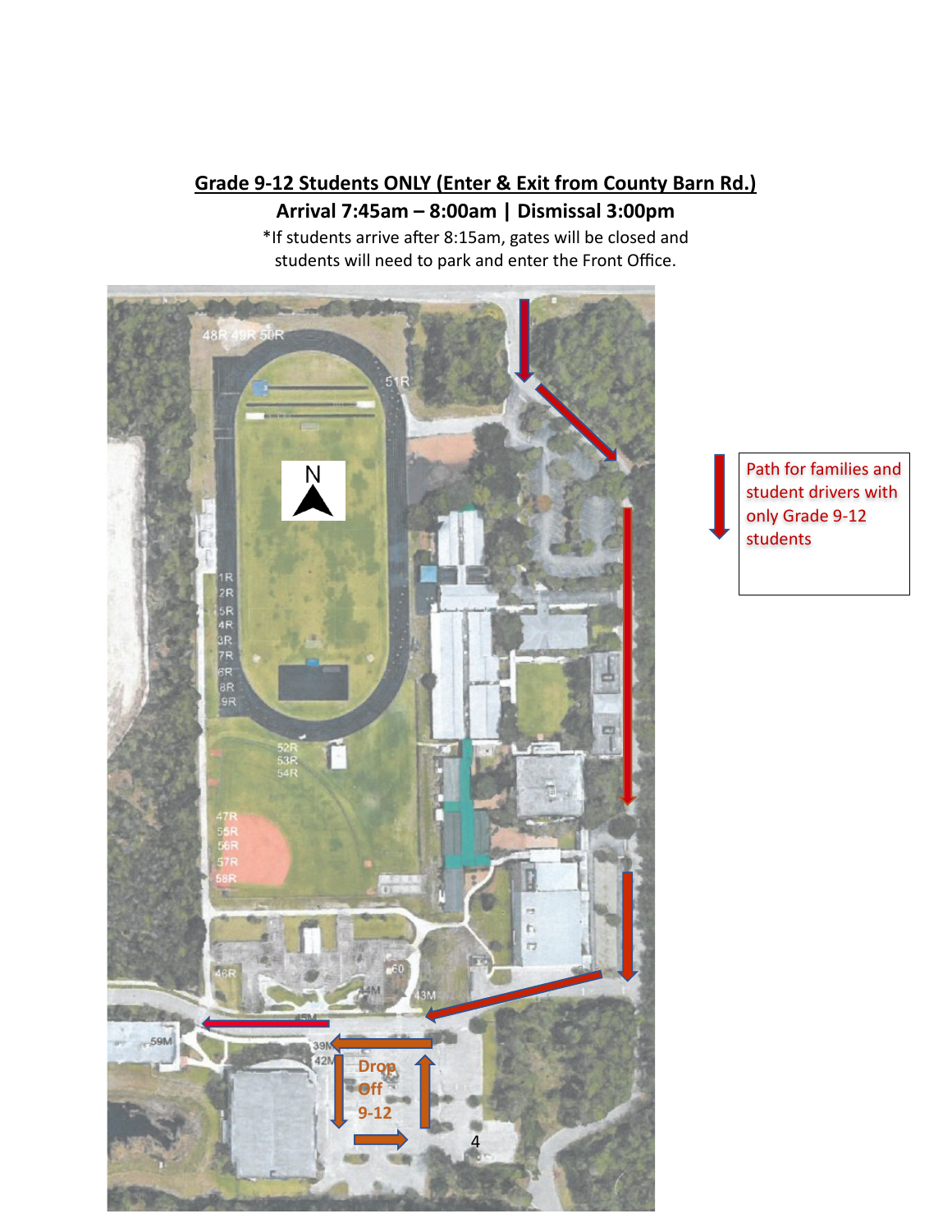## Grade 9-12 Students ONLY (Enter & Exit from County Barn Rd.)

**Arrival 7:45am – 8:00am | Dismissal 3:00pm**

*If students arrive after 8:15am, gates will be closed and students will need to park and enter the Front Office.

Path for families and student drivers with only Grade 9-12 students

Drop Off 9-12